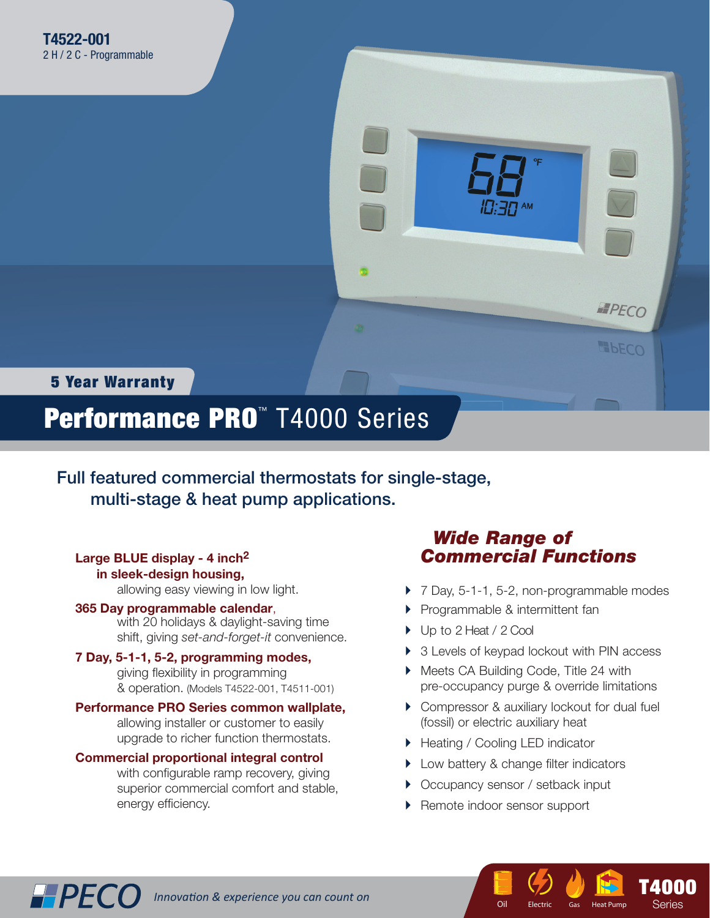**T4522-001**
2 H / 2 C - Programmable

**5 Year Warranty**

# Performance PRO™ T4000 Series

## Full featured commercial thermostats for single-stage, multi-stage & heat pump applications.

**Large BLUE display - 4 inch$^2$ in sleek-design housing,** allowing easy viewing in low light.

**365 Day programmable calendar,** with 20 holidays & daylight-saving time shift, giving *set-and-forget-it* convenience.

**7 Day, 5-1-1, 5-2, programming modes,** giving flexibility in programming & operation. (Models T4522-001, T4511-001)

**Performance PRO Series common wallplate,** allowing installer or customer to easily upgrade to richer function thermostats.

**Commercial proportional integral control** with configurable ramp recovery, giving superior commercial comfort and stable, energy efficiency.

## *Wide Range of Commercial Functions*

- 7 Day, 5-1-1, 5-2, non-programmable modes
- Programmable & intermittent fan
- Up to 2 Heat / 2 Cool
- 3 Levels of keypad lockout with PIN access
- Meets CA Building Code, Title 24 with pre-occupancy purge & override limitations
- Compressor & auxiliary lockout for dual fuel (fossil) or electric auxiliary heat
- Heating / Cooling LED indicator
- Low battery & change filter indicators
- Occupancy sensor / setback input
- Remote indoor sensor support

PECO *Innovation & experience you can count on*

Oil Electric Gas Heat Pump **T4000** Series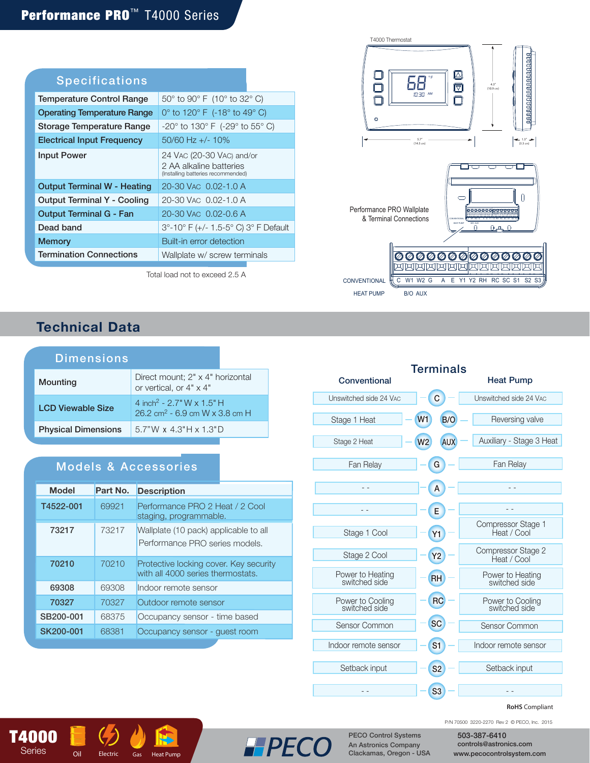# Performance PRO™ T4000 Series

## Specifications

| | |
|---|---|
| Temperature Control Range | 50° to 90° F (10° to 32° C) |
| Operating Temperature Range | 0° to 120° F (-18° to 49° C) |
| Storage Temperature Range | -20° to 130° F (-29° to 55° C) |
| Electrical Input Frequency | 50/60 Hz +/- 10% |
| Input Power | 24 VAC (20-30 VAC) and/or 2 AA alkaline batteries (Installing batteries recommended) |
| Output Terminal W - Heating | 20-30 VAC 0.02-1.0 A |
| Output Terminal Y - Cooling | 20-30 VAC 0.02-1.0 A |
| Output Terminal G - Fan | 20-30 VAC 0.02-0.6 A |
| Dead band | 3°-10° F (+/- 1.5-5° C) 3° F Default |
| Memory | Built-in error detection |
| Termination Connections | Wallplate w/ screw terminals |

Total load not to exceed 2.5 A

T4000 Thermostat

4.3" (10.9 cm)

5.7" (14.5 cm)

1.3" (3.3 cm)

Performance PRO Wallplate & Terminal Connections

CONVENTIONAL C W1 W2 G A E Y1 Y2 RH RC SC S1 S2 S3

HEAT PUMP B/O AUX

## Technical Data

### Dimensions

| | |
|---|---|
| Mounting | Direct mount; 2" x 4" horizontal or vertical, or 4" x 4" |
| LCD Viewable Size | 4 inch$^2$ - 2.7" W x 1.5" H<br>26.2 cm$^2$ - 6.9 cm W x 3.8 cm H |
| Physical Dimensions | 5.7"W x 4.3"H x 1.3"D |

### Models & Accessories

| Model | Part No. | Description |
|---|---|---|
| T4522-001 | 69921 | Performance PRO 2 Heat / 2 Cool staging, programmable. |
| 73217 | 73217 | Wallplate (10 pack) applicable to all Performance PRO series models. |
| 70210 | 70210 | Protective locking cover. Key security with all 4000 series thermostats. |
| 69308 | 69308 | Indoor remote sensor |
| 70327 | 70327 | Outdoor remote sensor |
| SB200-001 | 68375 | Occupancy sensor - time based |
| SK200-001 | 68381 | Occupancy sensor - guest room |

### Terminals

| Conventional | Terminal | | Heat Pump |
|---|---|---|---|
| Unswitched side 24 VAC | C | | Unswitched side 24 VAC |
| Stage 1 Heat | W1 | B/O | Reversing valve |
| Stage 2 Heat | W2 | AUX | Auxiliary - Stage 3 Heat |
| Fan Relay | G | | Fan Relay |
| - - | A | | - - |
| - - | E | | - - |
| Stage 1 Cool | Y1 | | Compressor Stage 1 Heat / Cool |
| Stage 2 Cool | Y2 | | Compressor Stage 2 Heat / Cool |
| Power to Heating switched side | RH | | Power to Heating switched side |
| Power to Cooling switched side | RC | | Power to Cooling switched side |
| Sensor Common | SC | | Sensor Common |
| Indoor remote sensor | S1 | | Indoor remote sensor |
| Setback input | S2 | | Setback input |
| - - | S3 | | - - |

**RoHS** Compliant

P/N 70500 3220-2270 Rev 2 © PECO, Inc. 2015

**T4000** Series — Oil, Electric, Gas, Heat Pump

PECO

PECO Control Systems
An Astronics Company
Clackamas, Oregon - USA

503-387-6410
controls@astronics.com
www.pecocontrolsystem.com